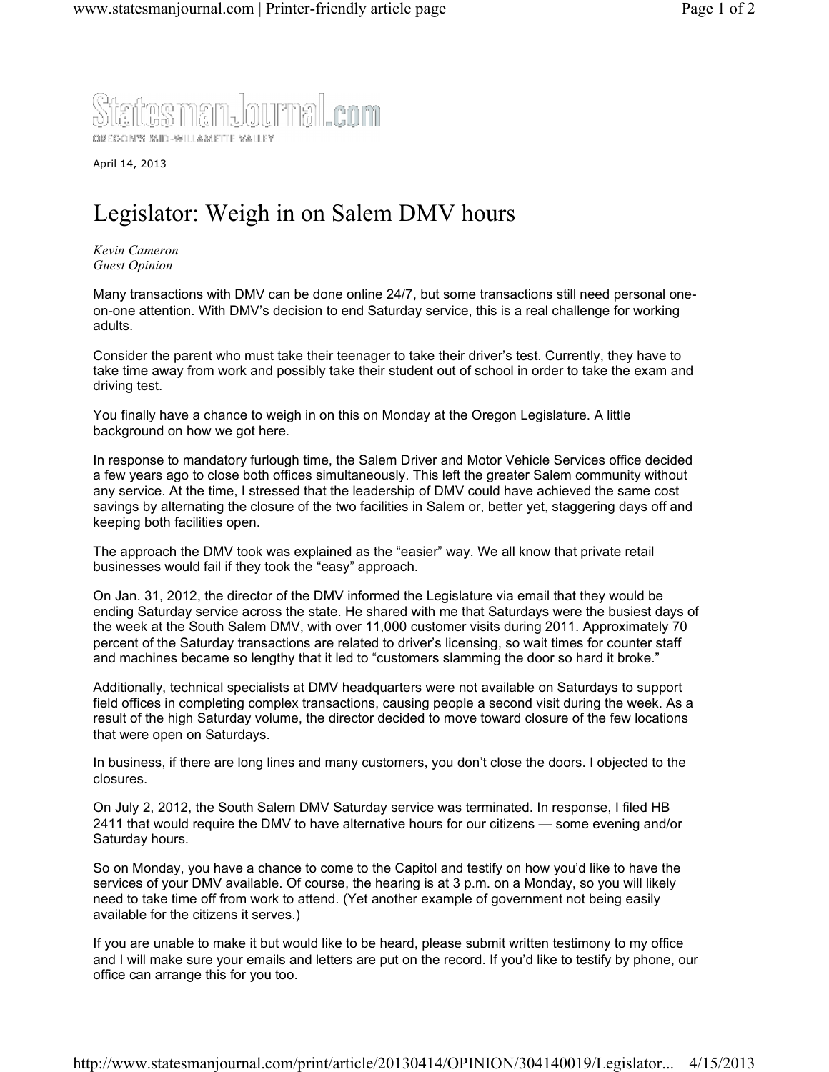StatesmanJournal.com

OREGON'S MID-WILLAMETTE VALLEY

April 14, 2013

# Legislator: Weigh in on Salem DMV hours

*Kevin Cameron*
*Guest Opinion*

Many transactions with DMV can be done online 24/7, but some transactions still need personal one-on-one attention. With DMV's decision to end Saturday service, this is a real challenge for working adults.

Consider the parent who must take their teenager to take their driver's test. Currently, they have to take time away from work and possibly take their student out of school in order to take the exam and driving test.

You finally have a chance to weigh in on this on Monday at the Oregon Legislature. A little background on how we got here.

In response to mandatory furlough time, the Salem Driver and Motor Vehicle Services office decided a few years ago to close both offices simultaneously. This left the greater Salem community without any service. At the time, I stressed that the leadership of DMV could have achieved the same cost savings by alternating the closure of the two facilities in Salem or, better yet, staggering days off and keeping both facilities open.

The approach the DMV took was explained as the "easier" way. We all know that private retail businesses would fail if they took the "easy" approach.

On Jan. 31, 2012, the director of the DMV informed the Legislature via email that they would be ending Saturday service across the state. He shared with me that Saturdays were the busiest days of the week at the South Salem DMV, with over 11,000 customer visits during 2011. Approximately 70 percent of the Saturday transactions are related to driver's licensing, so wait times for counter staff and machines became so lengthy that it led to "customers slamming the door so hard it broke."

Additionally, technical specialists at DMV headquarters were not available on Saturdays to support field offices in completing complex transactions, causing people a second visit during the week. As a result of the high Saturday volume, the director decided to move toward closure of the few locations that were open on Saturdays.

In business, if there are long lines and many customers, you don't close the doors. I objected to the closures.

On July 2, 2012, the South Salem DMV Saturday service was terminated. In response, I filed HB 2411 that would require the DMV to have alternative hours for our citizens — some evening and/or Saturday hours.

So on Monday, you have a chance to come to the Capitol and testify on how you'd like to have the services of your DMV available. Of course, the hearing is at 3 p.m. on a Monday, so you will likely need to take time off from work to attend. (Yet another example of government not being easily available for the citizens it serves.)

If you are unable to make it but would like to be heard, please submit written testimony to my office and I will make sure your emails and letters are put on the record. If you'd like to testify by phone, our office can arrange this for you too.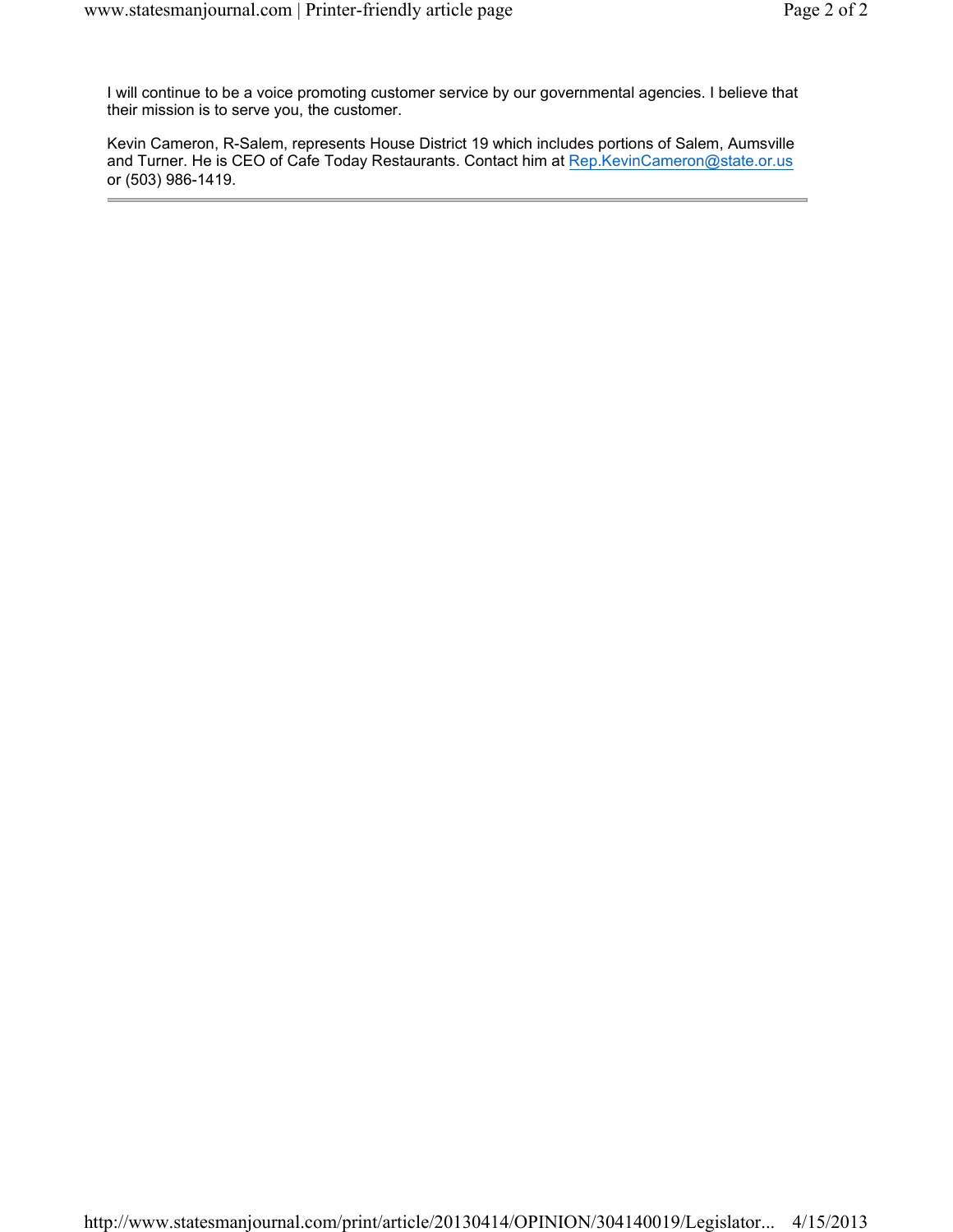I will continue to be a voice promoting customer service by our governmental agencies. I believe that their mission is to serve you, the customer.

Kevin Cameron, R-Salem, represents House District 19 which includes portions of Salem, Aumsville and Turner. He is CEO of Cafe Today Restaurants. Contact him at Rep.KevinCameron@state.or.us or (503) 986-1419.

---